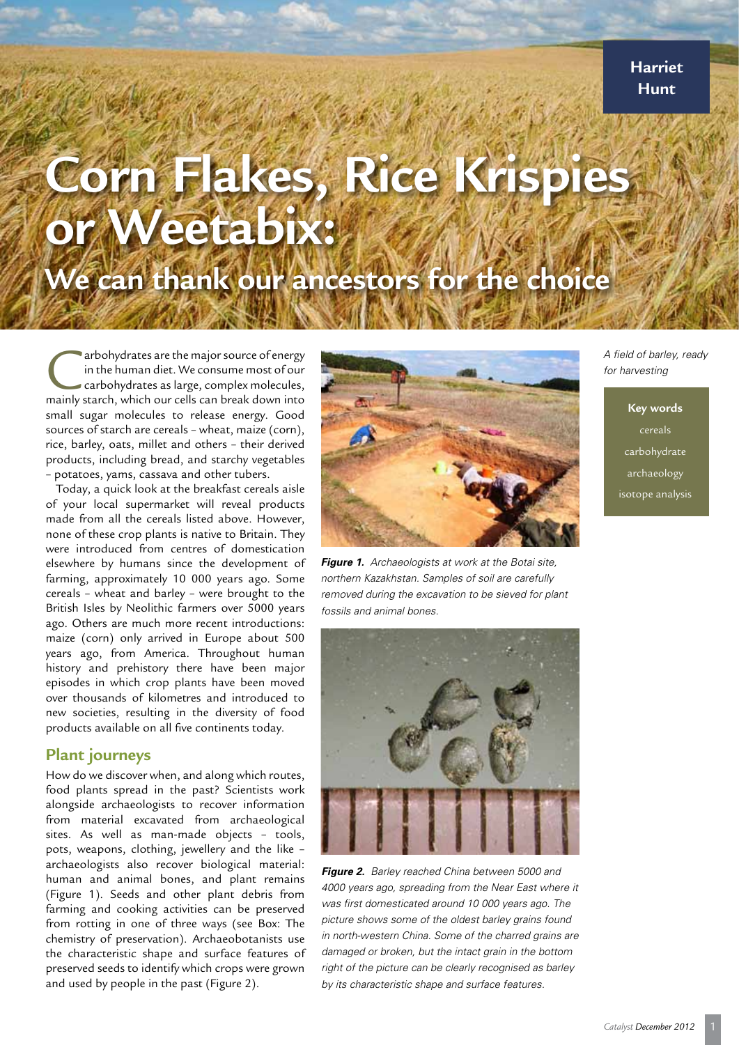Harriet Hunt

# Corn Flakes, Rice Krispies or Weetabix:

## We can thank our ancestors for the choice

*A field of barley, ready for harvesting*

**Key words**

cereals
carbohydrate
archaeology
isotope analysis

Carbohydrates are the major source of energy in the human diet. We consume most of our carbohydrates as large, complex molecules, mainly starch, which our cells can break down into small sugar molecules to release energy. Good sources of starch are cereals – wheat, maize (corn), rice, barley, oats, millet and others – their derived products, including bread, and starchy vegetables – potatoes, yams, cassava and other tubers.

Today, a quick look at the breakfast cereals aisle of your local supermarket will reveal products made from all the cereals listed above. However, none of these crop plants is native to Britain. They were introduced from centres of domestication elsewhere by humans since the development of farming, approximately 10 000 years ago. Some cereals – wheat and barley – were brought to the British Isles by Neolithic farmers over 5000 years ago. Others are much more recent introductions: maize (corn) only arrived in Europe about 500 years ago, from America. Throughout human history and prehistory there have been major episodes in which crop plants have been moved over thousands of kilometres and introduced to new societies, resulting in the diversity of food products available on all five continents today.

### Plant journeys

How do we discover when, and along which routes, food plants spread in the past? Scientists work alongside archaeologists to recover information from material excavated from archaeological sites. As well as man-made objects – tools, pots, weapons, clothing, jewellery and the like – archaeologists also recover biological material: human and animal bones, and plant remains (Figure 1). Seeds and other plant debris from farming and cooking activities can be preserved from rotting in one of three ways (see Box: The chemistry of preservation). Archaeobotanists use the characteristic shape and surface features of preserved seeds to identify which crops were grown and used by people in the past (Figure 2).

***Figure 1.*** *Archaeologists at work at the Botai site, northern Kazakhstan. Samples of soil are carefully removed during the excavation to be sieved for plant fossils and animal bones.*

***Figure 2.*** *Barley reached China between 5000 and 4000 years ago, spreading from the Near East where it was first domesticated around 10 000 years ago. The picture shows some of the oldest barley grains found in north-western China. Some of the charred grains are damaged or broken, but the intact grain in the bottom right of the picture can be clearly recognised as barley by its characteristic shape and surface features.*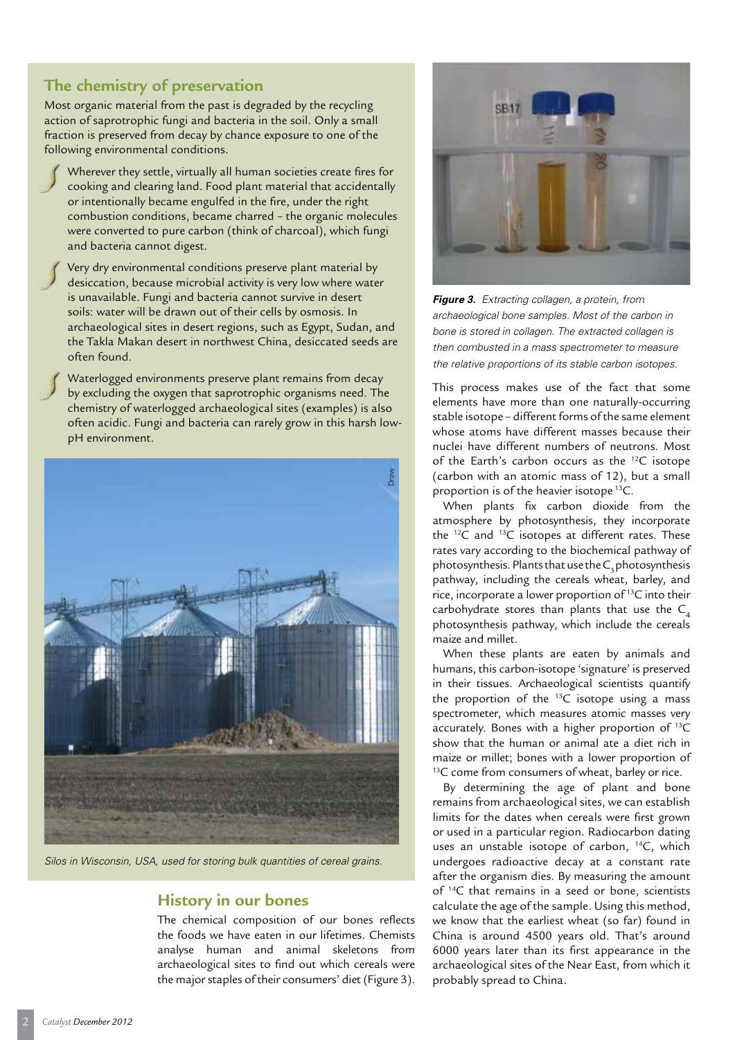## The chemistry of preservation

Most organic material from the past is degraded by the recycling action of saprotrophic fungi and bacteria in the soil. Only a small fraction is preserved from decay by chance exposure to one of the following environmental conditions.

- Wherever they settle, virtually all human societies create fires for cooking and clearing land. Food plant material that accidentally or intentionally became engulfed in the fire, under the right combustion conditions, became charred – the organic molecules were converted to pure carbon (think of charcoal), which fungi and bacteria cannot digest.
- Very dry environmental conditions preserve plant material by desiccation, because microbial activity is very low where water is unavailable. Fungi and bacteria cannot survive in desert soils: water will be drawn out of their cells by osmosis. In archaeological sites in desert regions, such as Egypt, Sudan, and the Takla Makan desert in northwest China, desiccated seeds are often found.
- Waterlogged environments preserve plant remains from decay by excluding the oxygen that saprotrophic organisms need. The chemistry of waterlogged archaeological sites (examples) is also often acidic. Fungi and bacteria can rarely grow in this harsh low-pH environment.

*Silos in Wisconsin, USA, used for storing bulk quantities of cereal grains.*

## History in our bones

The chemical composition of our bones reflects the foods we have eaten in our lifetimes. Chemists analyse human and animal skeletons from archaeological sites to find out which cereals were the major staples of their consumers' diet (Figure 3).

***Figure 3.*** *Extracting collagen, a protein, from archaeological bone samples. Most of the carbon in bone is stored in collagen. The extracted collagen is then combusted in a mass spectrometer to measure the relative proportions of its stable carbon isotopes.*

This process makes use of the fact that some elements have more than one naturally-occurring stable isotope – different forms of the same element whose atoms have different masses because their nuclei have different numbers of neutrons. Most of the Earth's carbon occurs as the $^{12}C$ isotope (carbon with an atomic mass of 12), but a small proportion is of the heavier isotope $^{13}C$.

When plants fix carbon dioxide from the atmosphere by photosynthesis, they incorporate the $^{12}C$ and $^{13}C$ isotopes at different rates. These rates vary according to the biochemical pathway of photosynthesis. Plants that use the $C_3$ photosynthesis pathway, including the cereals wheat, barley, and rice, incorporate a lower proportion of $^{13}C$ into their carbohydrate stores than plants that use the $C_4$ photosynthesis pathway, which include the cereals maize and millet.

When these plants are eaten by animals and humans, this carbon-isotope 'signature' is preserved in their tissues. Archaeological scientists quantify the proportion of the $^{13}C$ isotope using a mass spectrometer, which measures atomic masses very accurately. Bones with a higher proportion of $^{13}C$ show that the human or animal ate a diet rich in maize or millet; bones with a lower proportion of $^{13}C$ come from consumers of wheat, barley or rice.

By determining the age of plant and bone remains from archaeological sites, we can establish limits for the dates when cereals were first grown or used in a particular region. Radiocarbon dating uses an unstable isotope of carbon, $^{14}C$, which undergoes radioactive decay at a constant rate after the organism dies. By measuring the amount of $^{14}C$ that remains in a seed or bone, scientists calculate the age of the sample. Using this method, we know that the earliest wheat (so far) found in China is around 4500 years old. That's around 6000 years later than its first appearance in the archaeological sites of the Near East, from which it probably spread to China.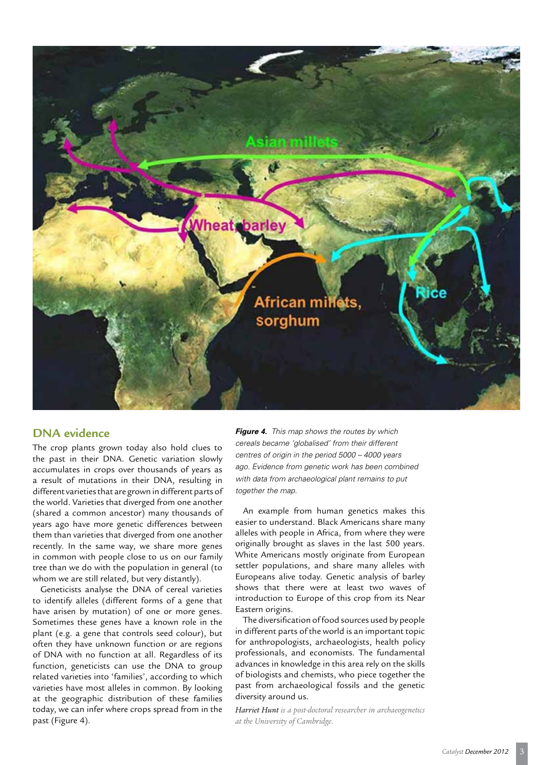Asian millets

Wheat, barley

African millets, sorghum

Rice

## DNA evidence

The crop plants grown today also hold clues to the past in their DNA. Genetic variation slowly accumulates in crops over thousands of years as a result of mutations in their DNA, resulting in different varieties that are grown in different parts of the world. Varieties that diverged from one another (shared a common ancestor) many thousands of years ago have more genetic differences between them than varieties that diverged from one another recently. In the same way, we share more genes in common with people close to us on our family tree than we do with the population in general (to whom we are still related, but very distantly).

Geneticists analyse the DNA of cereal varieties to identify alleles (different forms of a gene that have arisen by mutation) of one or more genes. Sometimes these genes have a known role in the plant (e.g. a gene that controls seed colour), but often they have unknown function or are regions of DNA with no function at all. Regardless of its function, geneticists can use the DNA to group related varieties into 'families', according to which varieties have most alleles in common. By looking at the geographic distribution of these families today, we can infer where crops spread from in the past (Figure 4).

***Figure 4.*** *This map shows the routes by which cereals became 'globalised' from their different centres of origin in the period 5000 – 4000 years ago. Evidence from genetic work has been combined with data from archaeological plant remains to put together the map.*

An example from human genetics makes this easier to understand. Black Americans share many alleles with people in Africa, from where they were originally brought as slaves in the last 500 years. White Americans mostly originate from European settler populations, and share many alleles with Europeans alive today. Genetic analysis of barley shows that there were at least two waves of introduction to Europe of this crop from its Near Eastern origins.

The diversification of food sources used by people in different parts of the world is an important topic for anthropologists, archaeologists, health policy professionals, and economists. The fundamental advances in knowledge in this area rely on the skills of biologists and chemists, who piece together the past from archaeological fossils and the genetic diversity around us.

*Harriet Hunt is a post-doctoral researcher in archaeogenetics at the University of Cambridge.*